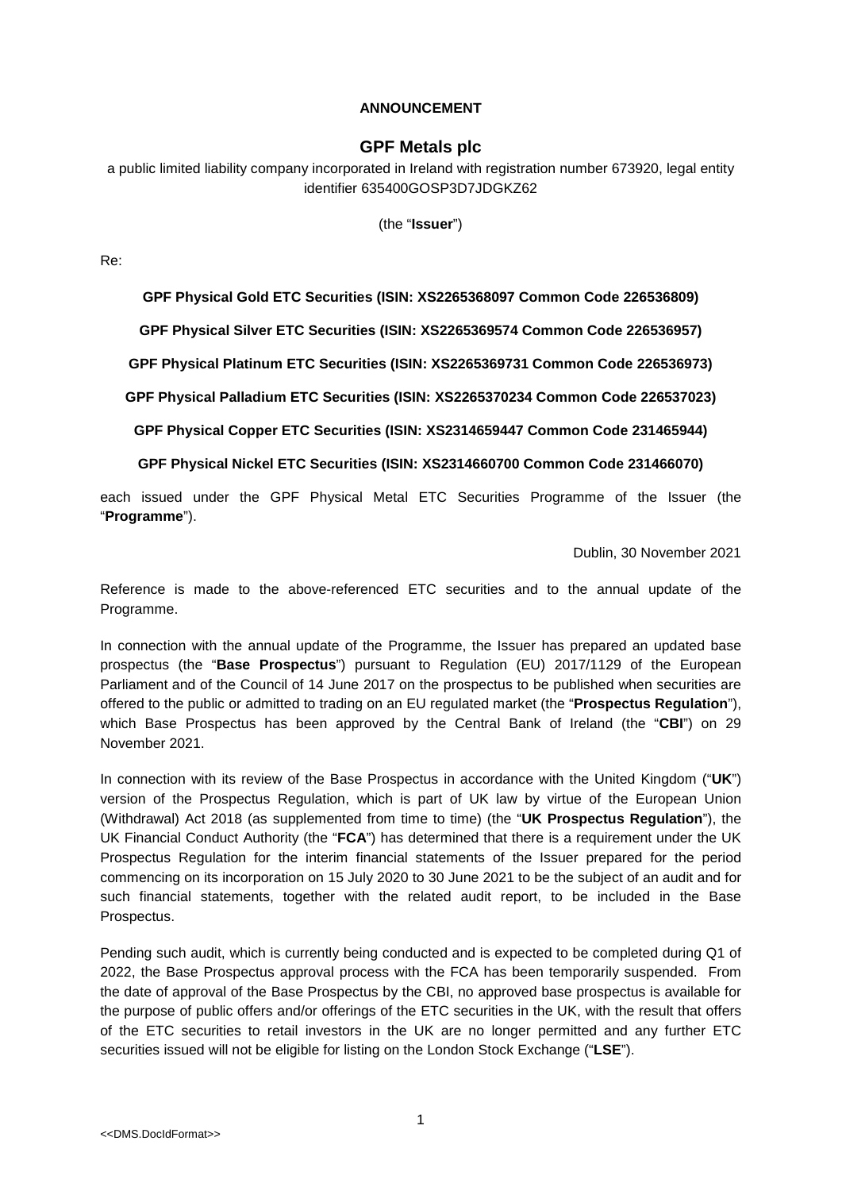**ANNOUNCEMENT**

# GPF Metals plc

a public limited liability company incorporated in Ireland with registration number 673920, legal entity identifier 635400GOSP3D7JDGKZ62

(the "**Issuer**")

Re:

**GPF Physical Gold ETC Securities (ISIN: XS2265368097 Common Code 226536809)**

**GPF Physical Silver ETC Securities (ISIN: XS2265369574 Common Code 226536957)**

**GPF Physical Platinum ETC Securities (ISIN: XS2265369731 Common Code 226536973)**

**GPF Physical Palladium ETC Securities (ISIN: XS2265370234 Common Code 226537023)**

**GPF Physical Copper ETC Securities (ISIN: XS2314659447 Common Code 231465944)**

**GPF Physical Nickel ETC Securities (ISIN: XS2314660700 Common Code 231466070)**

each issued under the GPF Physical Metal ETC Securities Programme of the Issuer (the "**Programme**").

Dublin, 30 November 2021

Reference is made to the above-referenced ETC securities and to the annual update of the Programme.

In connection with the annual update of the Programme, the Issuer has prepared an updated base prospectus (the "**Base Prospectus**") pursuant to Regulation (EU) 2017/1129 of the European Parliament and of the Council of 14 June 2017 on the prospectus to be published when securities are offered to the public or admitted to trading on an EU regulated market (the "**Prospectus Regulation**"), which Base Prospectus has been approved by the Central Bank of Ireland (the "**CBI**") on 29 November 2021.

In connection with its review of the Base Prospectus in accordance with the United Kingdom ("**UK**") version of the Prospectus Regulation, which is part of UK law by virtue of the European Union (Withdrawal) Act 2018 (as supplemented from time to time) (the "**UK Prospectus Regulation**"), the UK Financial Conduct Authority (the "**FCA**") has determined that there is a requirement under the UK Prospectus Regulation for the interim financial statements of the Issuer prepared for the period commencing on its incorporation on 15 July 2020 to 30 June 2021 to be the subject of an audit and for such financial statements, together with the related audit report, to be included in the Base Prospectus.

Pending such audit, which is currently being conducted and is expected to be completed during Q1 of 2022, the Base Prospectus approval process with the FCA has been temporarily suspended. From the date of approval of the Base Prospectus by the CBI, no approved base prospectus is available for the purpose of public offers and/or offerings of the ETC securities in the UK, with the result that offers of the ETC securities to retail investors in the UK are no longer permitted and any further ETC securities issued will not be eligible for listing on the London Stock Exchange ("**LSE**").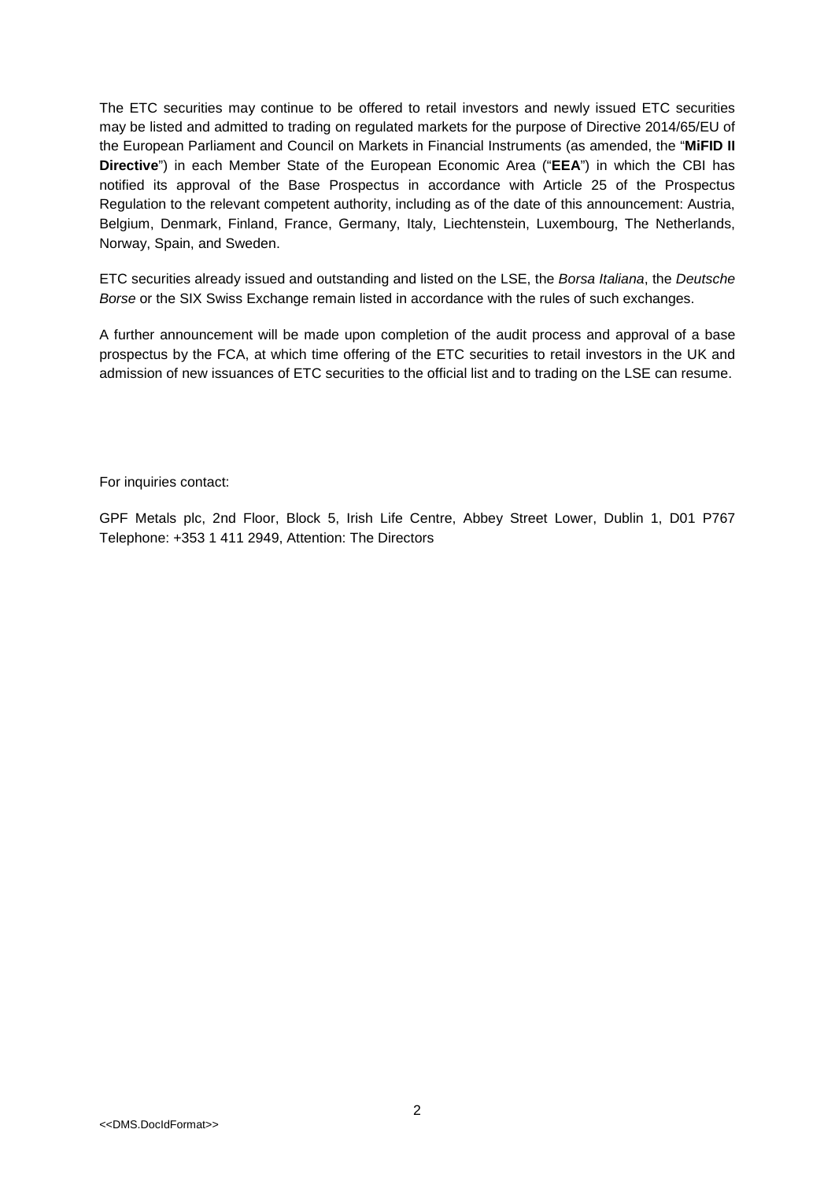The ETC securities may continue to be offered to retail investors and newly issued ETC securities may be listed and admitted to trading on regulated markets for the purpose of Directive 2014/65/EU of the European Parliament and Council on Markets in Financial Instruments (as amended, the "**MiFID II Directive**") in each Member State of the European Economic Area ("**EEA**") in which the CBI has notified its approval of the Base Prospectus in accordance with Article 25 of the Prospectus Regulation to the relevant competent authority, including as of the date of this announcement: Austria, Belgium, Denmark, Finland, France, Germany, Italy, Liechtenstein, Luxembourg, The Netherlands, Norway, Spain, and Sweden.

ETC securities already issued and outstanding and listed on the LSE, the *Borsa Italiana*, the *Deutsche Borse* or the SIX Swiss Exchange remain listed in accordance with the rules of such exchanges.

A further announcement will be made upon completion of the audit process and approval of a base prospectus by the FCA, at which time offering of the ETC securities to retail investors in the UK and admission of new issuances of ETC securities to the official list and to trading on the LSE can resume.

For inquiries contact:

GPF Metals plc, 2nd Floor, Block 5, Irish Life Centre, Abbey Street Lower, Dublin 1, D01 P767 Telephone: +353 1 411 2949, Attention: The Directors